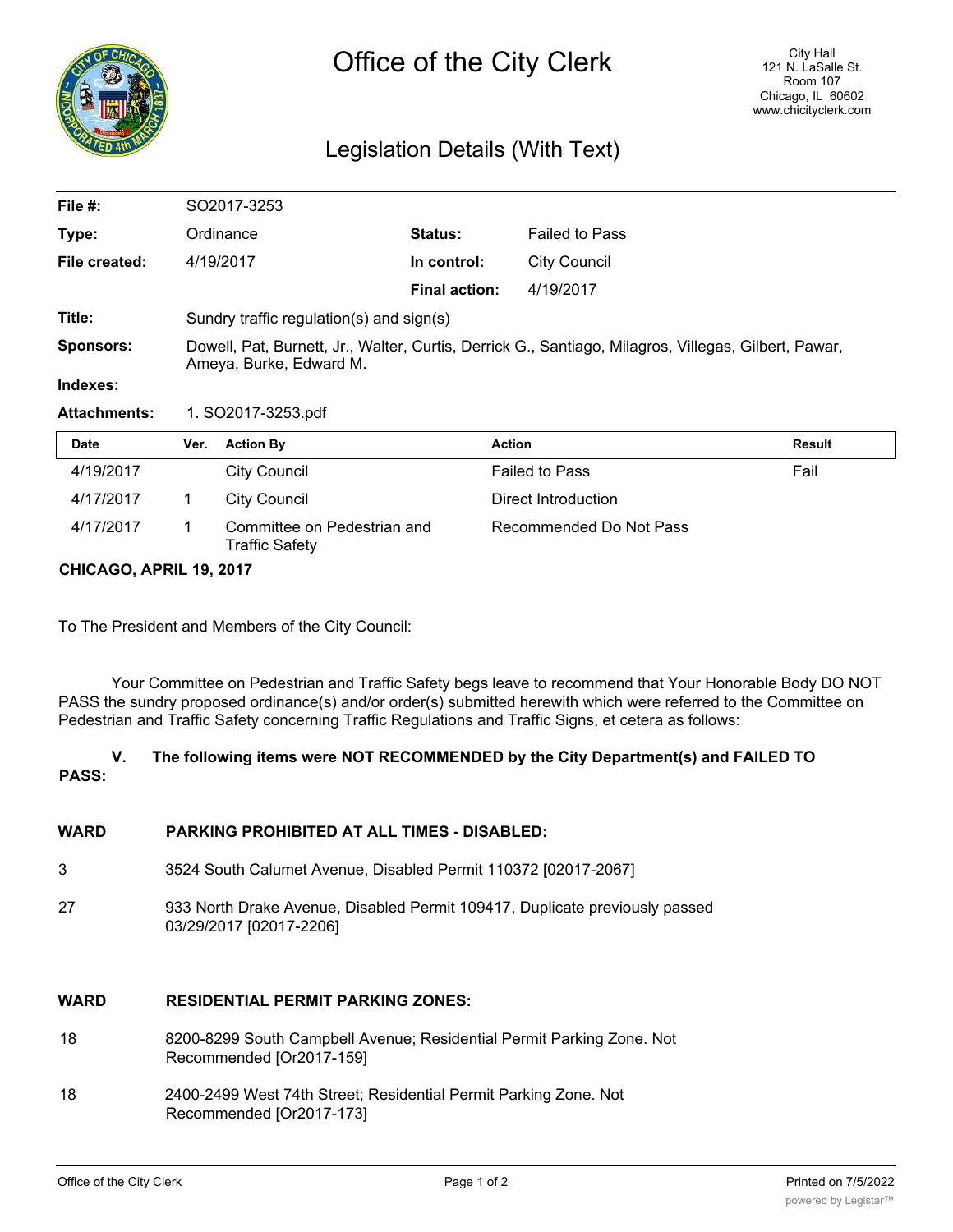# Office of the City Clerk

City Hall
121 N. LaSalle St.
Room 107
Chicago, IL 60602
www.chicityclerk.com

## Legislation Details (With Text)

| | | | |
|---|---|---|---|
| **File #:** | SO2017-3253 | | |
| **Type:** | Ordinance | **Status:** | Failed to Pass |
| **File created:** | 4/19/2017 | **In control:** | City Council |
| | | **Final action:** | 4/19/2017 |
| **Title:** | Sundry traffic regulation(s) and sign(s) | | |
| **Sponsors:** | Dowell, Pat, Burnett, Jr., Walter, Curtis, Derrick G., Santiago, Milagros, Villegas, Gilbert, Pawar, Ameya, Burke, Edward M. | | |
| **Indexes:** | | | |
| **Attachments:** | 1. SO2017-3253.pdf | | |

| Date | Ver. | Action By | Action | Result |
|---|---|---|---|---|
| 4/19/2017 | | City Council | Failed to Pass | Fail |
| 4/17/2017 | 1 | City Council | Direct Introduction | |
| 4/17/2017 | 1 | Committee on Pedestrian and Traffic Safety | Recommended Do Not Pass | |

**CHICAGO, APRIL 19, 2017**

To The President and Members of the City Council:

Your Committee on Pedestrian and Traffic Safety begs leave to recommend that Your Honorable Body DO NOT PASS the sundry proposed ordinance(s) and/or order(s) submitted herewith which were referred to the Committee on Pedestrian and Traffic Safety concerning Traffic Regulations and Traffic Signs, et cetera as follows:

**V. The following items were NOT RECOMMENDED by the City Department(s) and FAILED TO PASS:**

| WARD | PARKING PROHIBITED AT ALL TIMES - DISABLED: |
|---|---|
| 3 | 3524 South Calumet Avenue, Disabled Permit 110372 [02017-2067] |
| 27 | 933 North Drake Avenue, Disabled Permit 109417, Duplicate previously passed 03/29/2017 [02017-2206] |

| WARD | RESIDENTIAL PERMIT PARKING ZONES: |
|---|---|
| 18 | 8200-8299 South Campbell Avenue; Residential Permit Parking Zone. Not Recommended [Or2017-159] |
| 18 | 2400-2499 West 74th Street; Residential Permit Parking Zone. Not Recommended [Or2017-173] |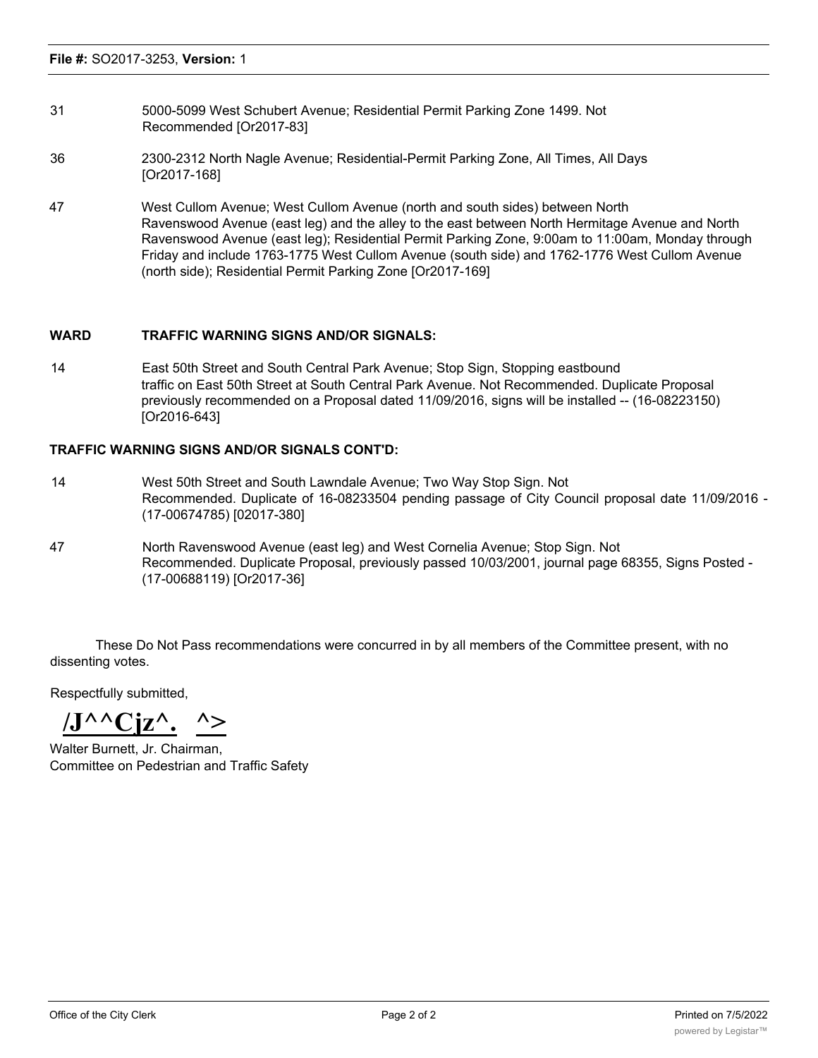| | |
|---|---|
| 31 | 5000-5099 West Schubert Avenue; Residential Permit Parking Zone 1499. Not Recommended [Or2017-83] |
| 36 | 2300-2312 North Nagle Avenue; Residential-Permit Parking Zone, All Times, All Days [Or2017-168] |
| 47 | West Cullom Avenue; West Cullom Avenue (north and south sides) between North Ravenswood Avenue (east leg) and the alley to the east between North Hermitage Avenue and North Ravenswood Avenue (east leg); Residential Permit Parking Zone, 9:00am to 11:00am, Monday through Friday and include 1763-1775 West Cullom Avenue (south side) and 1762-1776 West Cullom Avenue (north side); Residential Permit Parking Zone [Or2017-169] |

| WARD | TRAFFIC WARNING SIGNS AND/OR SIGNALS: |
|---|---|
| 14 | East 50th Street and South Central Park Avenue; Stop Sign, Stopping eastbound traffic on East 50th Street at South Central Park Avenue. Not Recommended. Duplicate Proposal previously recommended on a Proposal dated 11/09/2016, signs will be installed -- (16-08223150) [Or2016-643] |

**TRAFFIC WARNING SIGNS AND/OR SIGNALS CONT'D:**

| | |
|---|---|
| 14 | West 50th Street and South Lawndale Avenue; Two Way Stop Sign. Not Recommended. Duplicate of 16-08233504 pending passage of City Council proposal date 11/09/2016 - (17-00674785) [02017-380] |
| 47 | North Ravenswood Avenue (east leg) and West Cornelia Avenue; Stop Sign. Not Recommended. Duplicate Proposal, previously passed 10/03/2001, journal page 68355, Signs Posted - (17-00688119) [Or2017-36] |

These Do Not Pass recommendations were concurred in by all members of the Committee present, with no dissenting votes.

Respectfully submitted,

/J^^Cjz^. ^>

Walter Burnett, Jr. Chairman,
Committee on Pedestrian and Traffic Safety